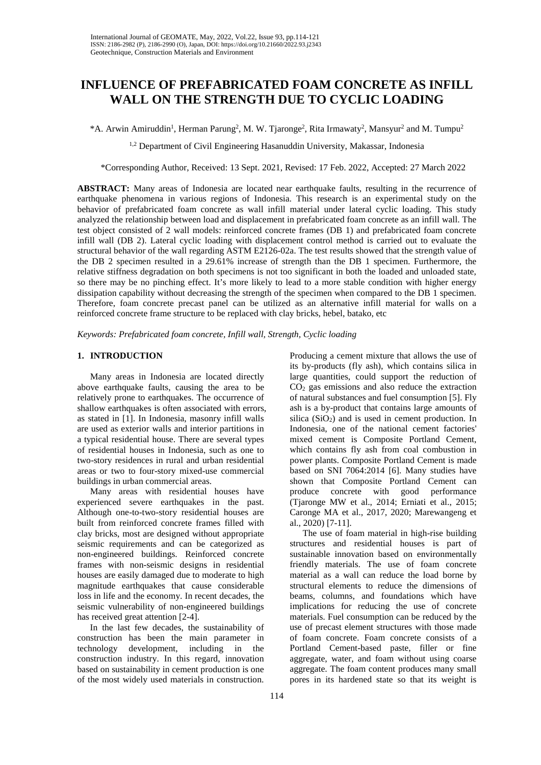# INFLUENCE OF PREFABRICATED FOAM CONCRETE AS INFILL WALL ON THE STRENGTH DUE TO CYCLIC LOADING

*A. Arwin Amiruddin[1], Herman Parung[2], M. W. Tjaronge[2], Rita Irmawaty[2], Mansyur[2] and M. Tumpu[2]

[1,2] Department of Civil Engineering Hasanuddin University, Makassar, Indonesia

*Corresponding Author, Received: 13 Sept. 2021, Revised: 17 Feb. 2022, Accepted: 27 March 2022

**ABSTRACT:** Many areas of Indonesia are located near earthquake faults, resulting in the recurrence of earthquake phenomena in various regions of Indonesia. This research is an experimental study on the behavior of prefabricated foam concrete as wall infill material under lateral cyclic loading. This study analyzed the relationship between load and displacement in prefabricated foam concrete as an infill wall. The test object consisted of 2 wall models: reinforced concrete frames (DB 1) and prefabricated foam concrete infill wall (DB 2). Lateral cyclic loading with displacement control method is carried out to evaluate the structural behavior of the wall regarding ASTM E2126-02a. The test results showed that the strength value of the DB 2 specimen resulted in a 29.61% increase of strength than the DB 1 specimen. Furthermore, the relative stiffness degradation on both specimens is not too significant in both the loaded and unloaded state, so there may be no pinching effect. It's more likely to lead to a more stable condition with higher energy dissipation capability without decreasing the strength of the specimen when compared to the DB 1 specimen. Therefore, foam concrete precast panel can be utilized as an alternative infill material for walls on a reinforced concrete frame structure to be replaced with clay bricks, hebel, batako, etc

*Keywords: Prefabricated foam concrete, Infill wall, Strength, Cyclic loading*

## 1. INTRODUCTION

Many areas in Indonesia are located directly above earthquake faults, causing the area to be relatively prone to earthquakes. The occurrence of shallow earthquakes is often associated with errors, as stated in [1]. In Indonesia, masonry infill walls are used as exterior walls and interior partitions in a typical residential house. There are several types of residential houses in Indonesia, such as one to two-story residences in rural and urban residential areas or two to four-story mixed-use commercial buildings in urban commercial areas.

Many areas with residential houses have experienced severe earthquakes in the past. Although one-to-two-story residential houses are built from reinforced concrete frames filled with clay bricks, most are designed without appropriate seismic requirements and can be categorized as non-engineered buildings. Reinforced concrete frames with non-seismic designs in residential houses are easily damaged due to moderate to high magnitude earthquakes that cause considerable loss in life and the economy. In recent decades, the seismic vulnerability of non-engineered buildings has received great attention [2-4].

In the last few decades, the sustainability of construction has been the main parameter in technology development, including in the construction industry. In this regard, innovation based on sustainability in cement production is one of the most widely used materials in construction. Producing a cement mixture that allows the use of its by-products (fly ash), which contains silica in large quantities, could support the reduction of $CO_2$ gas emissions and also reduce the extraction of natural substances and fuel consumption [5]. Fly ash is a by-product that contains large amounts of silica ($SiO_2$) and is used in cement production. In Indonesia, one of the national cement factories' mixed cement is Composite Portland Cement, which contains fly ash from coal combustion in power plants. Composite Portland Cement is made based on SNI 7064:2014 [6]. Many studies have shown that Composite Portland Cement can produce concrete with good performance (Tjaronge MW et al., 2014; Erniati et al., 2015; Caronge MA et al., 2017, 2020; Marewangeng et al., 2020) [7-11].

The use of foam material in high-rise building structures and residential houses is part of sustainable innovation based on environmentally friendly materials. The use of foam concrete material as a wall can reduce the load borne by structural elements to reduce the dimensions of beams, columns, and foundations which have implications for reducing the use of concrete materials. Fuel consumption can be reduced by the use of precast element structures with those made of foam concrete. Foam concrete consists of a Portland Cement-based paste, filler or fine aggregate, water, and foam without using coarse aggregate. The foam content produces many small pores in its hardened state so that its weight is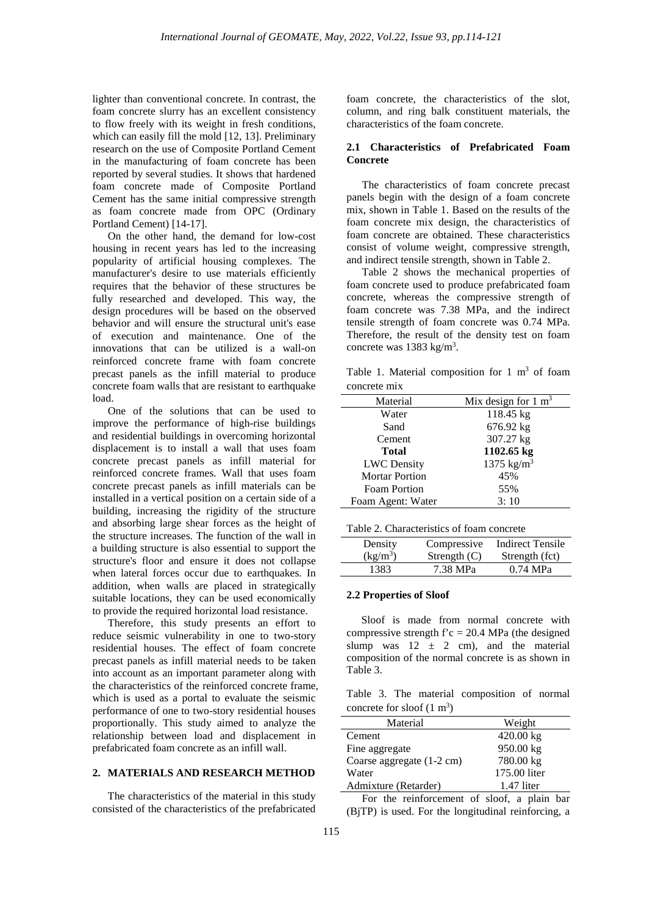lighter than conventional concrete. In contrast, the foam concrete slurry has an excellent consistency to flow freely with its weight in fresh conditions, which can easily fill the mold [12, 13]. Preliminary research on the use of Composite Portland Cement in the manufacturing of foam concrete has been reported by several studies. It shows that hardened foam concrete made of Composite Portland Cement has the same initial compressive strength as foam concrete made from OPC (Ordinary Portland Cement) [14-17].

On the other hand, the demand for low-cost housing in recent years has led to the increasing popularity of artificial housing complexes. The manufacturer's desire to use materials efficiently requires that the behavior of these structures be fully researched and developed. This way, the design procedures will be based on the observed behavior and will ensure the structural unit's ease of execution and maintenance. One of the innovations that can be utilized is a wall-on reinforced concrete frame with foam concrete precast panels as the infill material to produce concrete foam walls that are resistant to earthquake load.

One of the solutions that can be used to improve the performance of high-rise buildings and residential buildings in overcoming horizontal displacement is to install a wall that uses foam concrete precast panels as infill material for reinforced concrete frames. Wall that uses foam concrete precast panels as infill materials can be installed in a vertical position on a certain side of a building, increasing the rigidity of the structure and absorbing large shear forces as the height of the structure increases. The function of the wall in a building structure is also essential to support the structure's floor and ensure it does not collapse when lateral forces occur due to earthquakes. In addition, when walls are placed in strategically suitable locations, they can be used economically to provide the required horizontal load resistance.

Therefore, this study presents an effort to reduce seismic vulnerability in one to two-story residential houses. The effect of foam concrete precast panels as infill material needs to be taken into account as an important parameter along with the characteristics of the reinforced concrete frame, which is used as a portal to evaluate the seismic performance of one to two-story residential houses proportionally. This study aimed to analyze the relationship between load and displacement in prefabricated foam concrete as an infill wall.

## 2. MATERIALS AND RESEARCH METHOD

The characteristics of the material in this study consisted of the characteristics of the prefabricated foam concrete, the characteristics of the slot, column, and ring balk constituent materials, the characteristics of the foam concrete.

### 2.1 Characteristics of Prefabricated Foam Concrete

The characteristics of foam concrete precast panels begin with the design of a foam concrete mix, shown in Table 1. Based on the results of the foam concrete mix design, the characteristics of foam concrete are obtained. These characteristics consist of volume weight, compressive strength, and indirect tensile strength, shown in Table 2.

Table 2 shows the mechanical properties of foam concrete used to produce prefabricated foam concrete, whereas the compressive strength of foam concrete was 7.38 MPa, and the indirect tensile strength of foam concrete was 0.74 MPa. Therefore, the result of the density test on foam concrete was 1383 kg/m$^3$.

Table 1. Material composition for 1 m$^3$ of foam concrete mix

| Material | Mix design for 1 m$^3$ |
|---|---|
| Water | 118.45 kg |
| Sand | 676.92 kg |
| Cement | 307.27 kg |
| **Total** | **1102.65 kg** |
| LWC Density | 1375 kg/m$^3$ |
| Mortar Portion | 45% |
| Foam Portion | 55% |
| Foam Agent: Water | 3: 10 |

Table 2. Characteristics of foam concrete

| Density (kg/m$^3$) | Compressive Strength (C) | Indirect Tensile Strength (fct) |
|---|---|---|
| 1383 | 7.38 MPa | 0.74 MPa |

### 2.2 Properties of Sloof

Sloof is made from normal concrete with compressive strength f'c = 20.4 MPa (the designed slump was 12 ± 2 cm), and the material composition of the normal concrete is as shown in Table 3.

Table 3. The material composition of normal concrete for sloof (1 m$^3$)

| Material | Weight |
|---|---|
| Cement | 420.00 kg |
| Fine aggregate | 950.00 kg |
| Coarse aggregate (1-2 cm) | 780.00 kg |
| Water | 175.00 liter |
| Admixture (Retarder) | 1.47 liter |

For the reinforcement of sloof, a plain bar (BjTP) is used. For the longitudinal reinforcing, a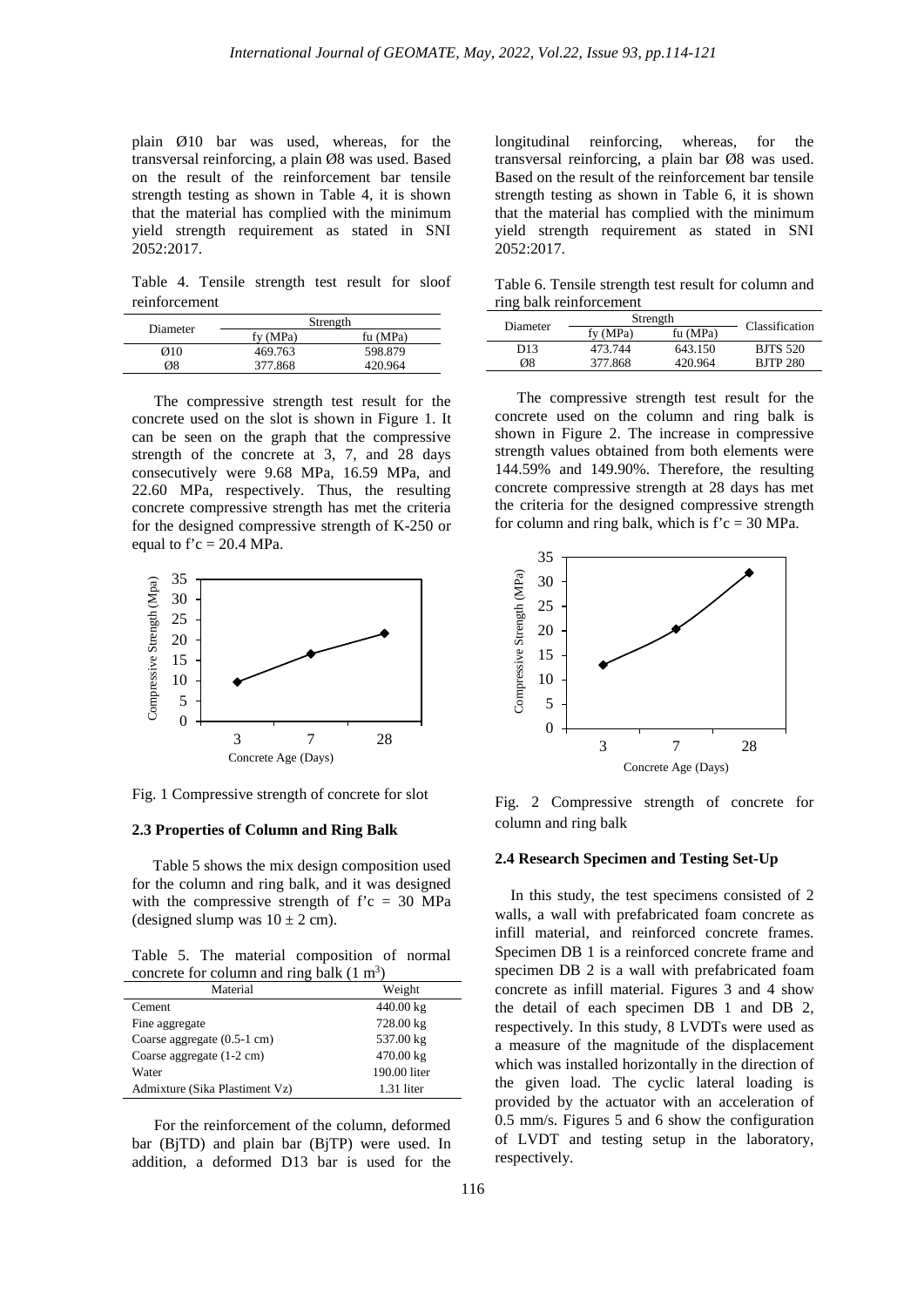plain Ø10 bar was used, whereas, for the transversal reinforcing, a plain Ø8 was used. Based on the result of the reinforcement bar tensile strength testing as shown in Table 4, it is shown that the material has complied with the minimum yield strength requirement as stated in SNI 2052:2017.

Table 4. Tensile strength test result for sloof reinforcement

| Diameter | Strength | |
|---|---|---|
| | fy (MPa) | fu (MPa) |
| Ø10 | 469.763 | 598.879 |
| Ø8 | 377.868 | 420.964 |

The compressive strength test result for the concrete used on the slot is shown in Figure 1. It can be seen on the graph that the compressive strength of the concrete at 3, 7, and 28 days consecutively were 9.68 MPa, 16.59 MPa, and 22.60 MPa, respectively. Thus, the resulting concrete compressive strength has met the criteria for the designed compressive strength of K-250 or equal to f'c = 20.4 MPa.

Fig. 1 Compressive strength of concrete for slot

### 2.3 Properties of Column and Ring Balk

Table 5 shows the mix design composition used for the column and ring balk, and it was designed with the compressive strength of f'c = 30 MPa (designed slump was 10 ± 2 cm).

Table 5. The material composition of normal concrete for column and ring balk (1 $m^3$)

| Material | Weight |
|---|---|
| Cement | 440.00 kg |
| Fine aggregate | 728.00 kg |
| Coarse aggregate (0.5-1 cm) | 537.00 kg |
| Coarse aggregate (1-2 cm) | 470.00 kg |
| Water | 190.00 liter |
| Admixture (Sika Plastiment Vz) | 1.31 liter |

For the reinforcement of the column, deformed bar (BjTD) and plain bar (BjTP) were used. In addition, a deformed D13 bar is used for the longitudinal reinforcing, whereas, for the transversal reinforcing, a plain bar Ø8 was used. Based on the result of the reinforcement bar tensile strength testing as shown in Table 6, it is shown that the material has complied with the minimum yield strength requirement as stated in SNI 2052:2017.

Table 6. Tensile strength test result for column and ring balk reinforcement

| Diameter | Strength | | Classification |
|---|---|---|---|
| | fy (MPa) | fu (MPa) | |
| D13 | 473.744 | 643.150 | BJTS 520 |
| Ø8 | 377.868 | 420.964 | BJTP 280 |

The compressive strength test result for the concrete used on the column and ring balk is shown in Figure 2. The increase in compressive strength values obtained from both elements were 144.59% and 149.90%. Therefore, the resulting concrete compressive strength at 28 days has met the criteria for the designed compressive strength for column and ring balk, which is f'c = 30 MPa.

Fig. 2 Compressive strength of concrete for column and ring balk

### 2.4 Research Specimen and Testing Set-Up

In this study, the test specimens consisted of 2 walls, a wall with prefabricated foam concrete as infill material, and reinforced concrete frames. Specimen DB 1 is a reinforced concrete frame and specimen DB 2 is a wall with prefabricated foam concrete as infill material. Figures 3 and 4 show the detail of each specimen DB 1 and DB 2, respectively. In this study, 8 LVDTs were used as a measure of the magnitude of the displacement which was installed horizontally in the direction of the given load. The cyclic lateral loading is provided by the actuator with an acceleration of 0.5 mm/s. Figures 5 and 6 show the configuration of LVDT and testing setup in the laboratory, respectively.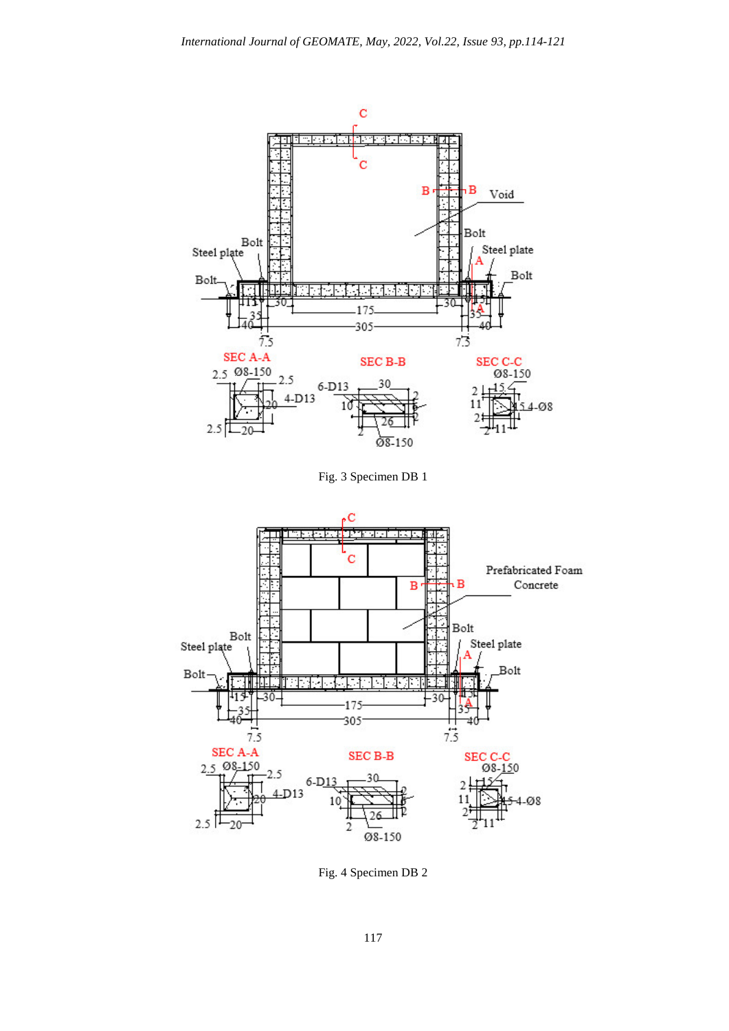Fig. 3 Specimen DB 1

Fig. 4 Specimen DB 2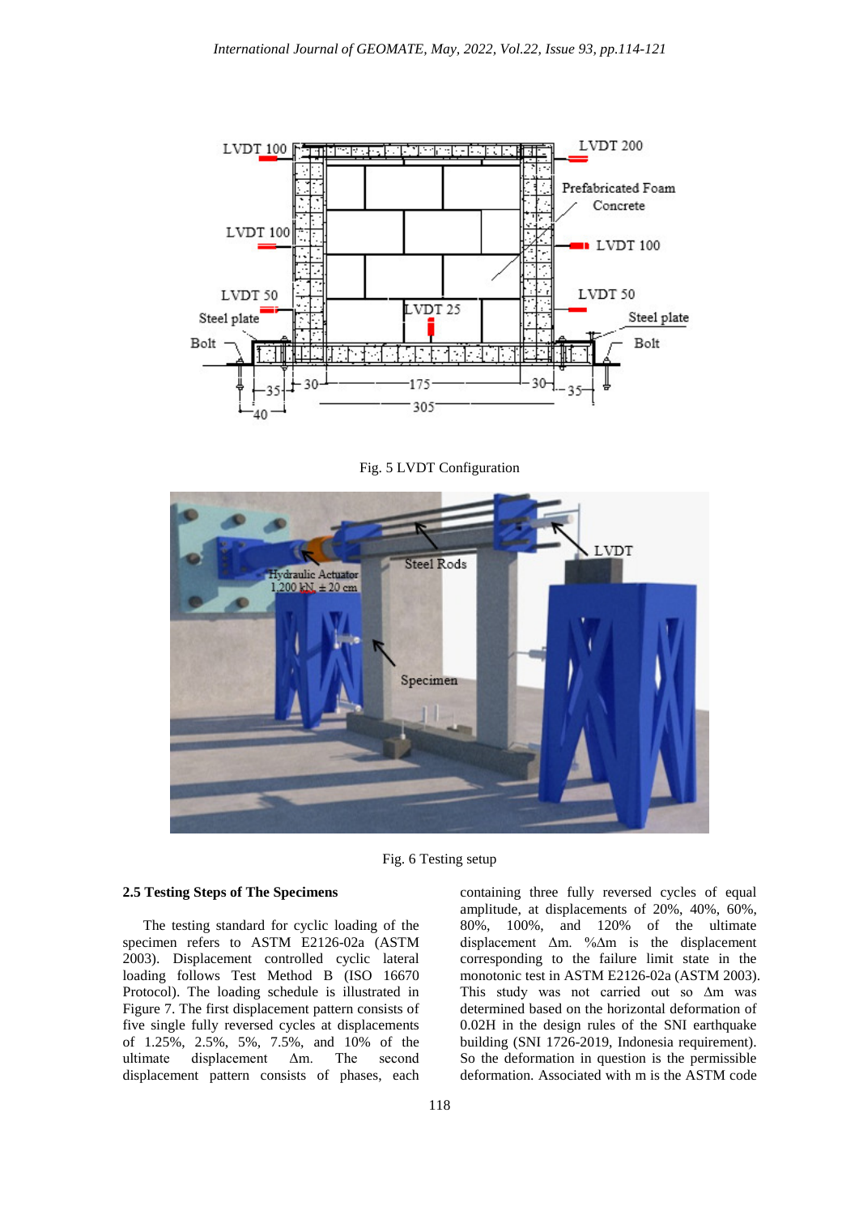Fig. 5 LVDT Configuration

Fig. 6 Testing setup

### 2.5 Testing Steps of The Specimens

The testing standard for cyclic loading of the specimen refers to ASTM E2126-02a (ASTM 2003). Displacement controlled cyclic lateral loading follows Test Method B (ISO 16670 Protocol). The loading schedule is illustrated in Figure 7. The first displacement pattern consists of five single fully reversed cycles at displacements of 1.25%, 2.5%, 5%, 7.5%, and 10% of the ultimate displacement Δm. The second displacement pattern consists of phases, each containing three fully reversed cycles of equal amplitude, at displacements of 20%, 40%, 60%, 80%, 100%, and 120% of the ultimate displacement Δm. %Δm is the displacement corresponding to the failure limit state in the monotonic test in ASTM E2126-02a (ASTM 2003). This study was not carried out so Δm was determined based on the horizontal deformation of 0.02H in the design rules of the SNI earthquake building (SNI 1726-2019, Indonesia requirement). So the deformation in question is the permissible deformation. Associated with m is the ASTM code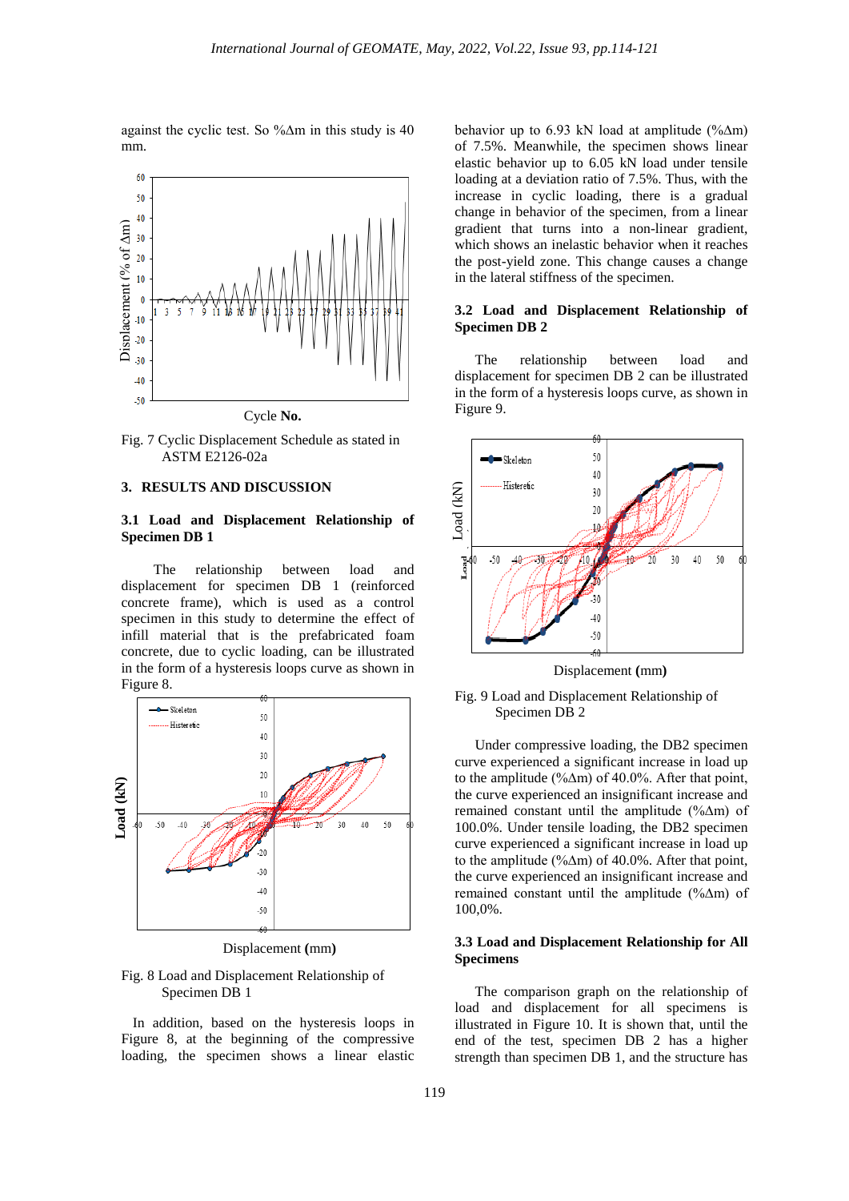against the cyclic test. So %Δm in this study is 40 mm.

Fig. 7 Cyclic Displacement Schedule as stated in ASTM E2126-02a

## 3. RESULTS AND DISCUSSION

### 3.1 Load and Displacement Relationship of Specimen DB 1

The relationship between load and displacement for specimen DB 1 (reinforced concrete frame), which is used as a control specimen in this study to determine the effect of infill material that is the prefabricated foam concrete, due to cyclic loading, can be illustrated in the form of a hysteresis loops curve as shown in Figure 8.

Fig. 8 Load and Displacement Relationship of Specimen DB 1

In addition, based on the hysteresis loops in Figure 8, at the beginning of the compressive loading, the specimen shows a linear elastic behavior up to 6.93 kN load at amplitude (%Δm) of 7.5%. Meanwhile, the specimen shows linear elastic behavior up to 6.05 kN load under tensile loading at a deviation ratio of 7.5%. Thus, with the increase in cyclic loading, there is a gradual change in behavior of the specimen, from a linear gradient that turns into a non-linear gradient, which shows an inelastic behavior when it reaches the post-yield zone. This change causes a change in the lateral stiffness of the specimen.

### 3.2 Load and Displacement Relationship of Specimen DB 2

The relationship between load and displacement for specimen DB 2 can be illustrated in the form of a hysteresis loops curve, as shown in Figure 9.

Fig. 9 Load and Displacement Relationship of Specimen DB 2

Under compressive loading, the DB2 specimen curve experienced a significant increase in load up to the amplitude (%Δm) of 40.0%. After that point, the curve experienced an insignificant increase and remained constant until the amplitude (%Δm) of 100.0%. Under tensile loading, the DB2 specimen curve experienced a significant increase in load up to the amplitude (%Δm) of 40.0%. After that point, the curve experienced an insignificant increase and remained constant until the amplitude (%Δm) of 100,0%.

### 3.3 Load and Displacement Relationship for All Specimens

The comparison graph on the relationship of load and displacement for all specimens is illustrated in Figure 10. It is shown that, until the end of the test, specimen DB 2 has a higher strength than specimen DB 1, and the structure has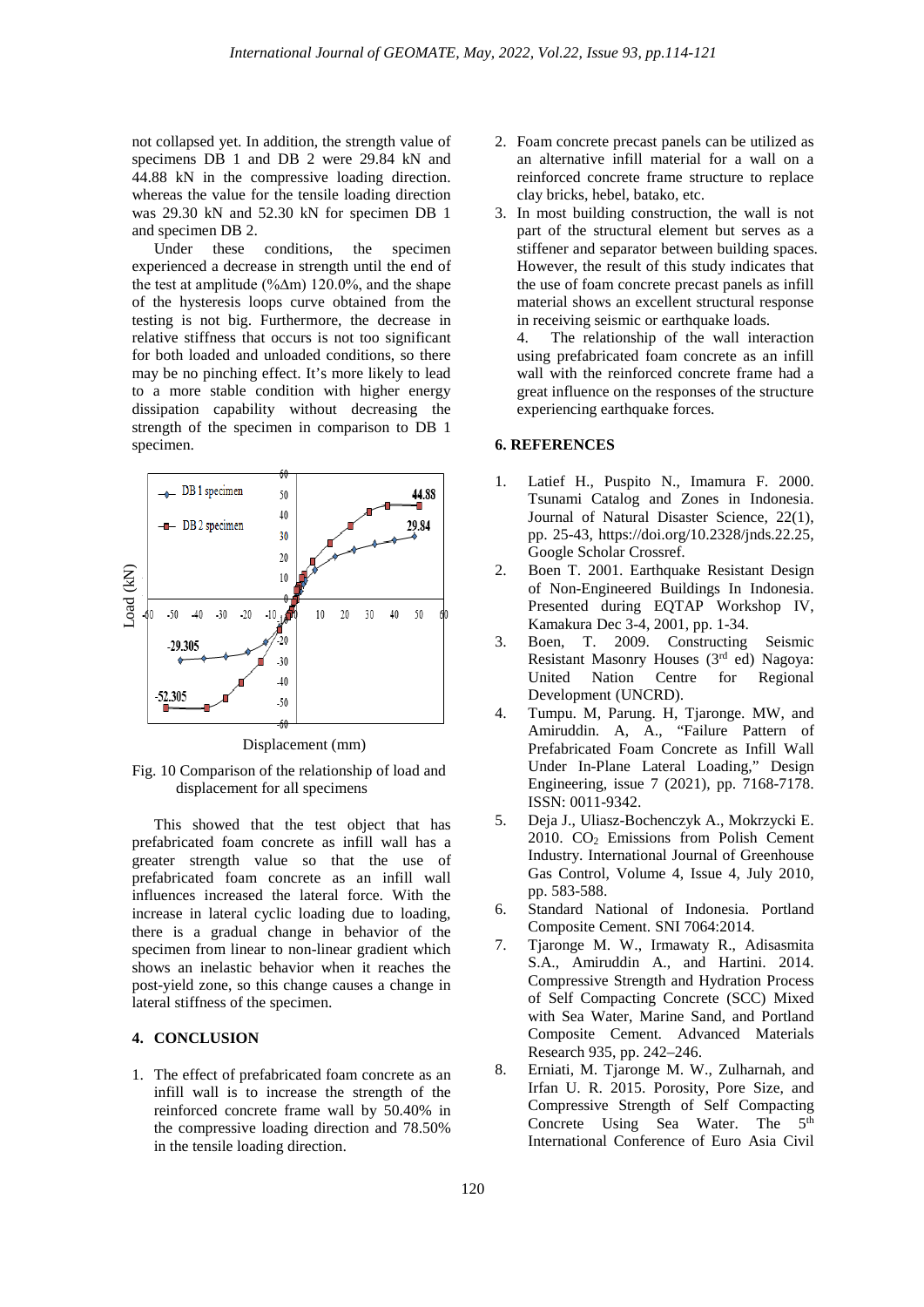not collapsed yet. In addition, the strength value of specimens DB 1 and DB 2 were 29.84 kN and 44.88 kN in the compressive loading direction. whereas the value for the tensile loading direction was 29.30 kN and 52.30 kN for specimen DB 1 and specimen DB 2.

Under these conditions, the specimen experienced a decrease in strength until the end of the test at amplitude (%Δm) 120.0%, and the shape of the hysteresis loops curve obtained from the testing is not big. Furthermore, the decrease in relative stiffness that occurs is not too significant for both loaded and unloaded conditions, so there may be no pinching effect. It's more likely to lead to a more stable condition with higher energy dissipation capability without decreasing the strength of the specimen in comparison to DB 1 specimen.

Fig. 10 Comparison of the relationship of load and displacement for all specimens

This showed that the test object that has prefabricated foam concrete as infill wall has a greater strength value so that the use of prefabricated foam concrete as an infill wall influences increased the lateral force. With the increase in lateral cyclic loading due to loading, there is a gradual change in behavior of the specimen from linear to non-linear gradient which shows an inelastic behavior when it reaches the post-yield zone, so this change causes a change in lateral stiffness of the specimen.

## 4. CONCLUSION

1. The effect of prefabricated foam concrete as an infill wall is to increase the strength of the reinforced concrete frame wall by 50.40% in the compressive loading direction and 78.50% in the tensile loading direction.
2. Foam concrete precast panels can be utilized as an alternative infill material for a wall on a reinforced concrete frame structure to replace clay bricks, hebel, batako, etc.
3. In most building construction, the wall is not part of the structural element but serves as a stiffener and separator between building spaces. However, the result of this study indicates that the use of foam concrete precast panels as infill material shows an excellent structural response in receiving seismic or earthquake loads.
4. The relationship of the wall interaction using prefabricated foam concrete as an infill wall with the reinforced concrete frame had a great influence on the responses of the structure experiencing earthquake forces.

## 6. REFERENCES

1. Latief H., Puspito N., Imamura F. 2000. Tsunami Catalog and Zones in Indonesia. Journal of Natural Disaster Science, 22(1), pp. 25-43, https://doi.org/10.2328/jnds.22.25, Google Scholar Crossref.
2. Boen T. 2001. Earthquake Resistant Design of Non-Engineered Buildings In Indonesia. Presented during EQTAP Workshop IV, Kamakura Dec 3-4, 2001, pp. 1-34.
3. Boen, T. 2009. Constructing Seismic Resistant Masonry Houses (3rd ed) Nagoya: United Nation Centre for Regional Development (UNCRD).
4. Tumpu. M, Parung. H, Tjaronge. MW, and Amiruddin. A, A., "Failure Pattern of Prefabricated Foam Concrete as Infill Wall Under In-Plane Lateral Loading," Design Engineering, issue 7 (2021), pp. 7168-7178. ISSN: 0011-9342.
5. Deja J., Uliasz-Bochenczyk A., Mokrzycki E. 2010. $CO_2$ Emissions from Polish Cement Industry. International Journal of Greenhouse Gas Control, Volume 4, Issue 4, July 2010, pp. 583-588.
6. Standard National of Indonesia. Portland Composite Cement. SNI 7064:2014.
7. Tjaronge M. W., Irmawaty R., Adisasmita S.A., Amiruddin A., and Hartini. 2014. Compressive Strength and Hydration Process of Self Compacting Concrete (SCC) Mixed with Sea Water, Marine Sand, and Portland Composite Cement. Advanced Materials Research 935, pp. 242–246.
8. Erniati, M. Tjaronge M. W., Zulharnah, and Irfan U. R. 2015. Porosity, Pore Size, and Compressive Strength of Self Compacting Concrete Using Sea Water. The 5th International Conference of Euro Asia Civil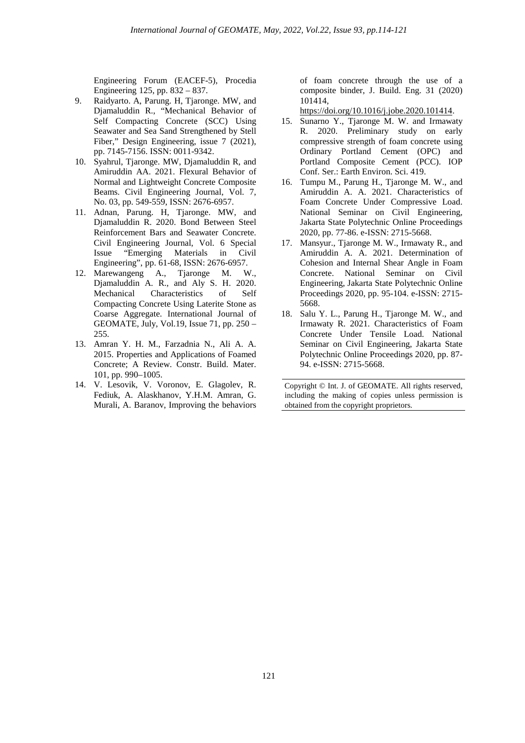Engineering Forum (EACEF-5), Procedia Engineering 125, pp. 832 – 837.

9. Raidyarto. A, Parung. H, Tjaronge. MW, and Djamaluddin R., "Mechanical Behavior of Self Compacting Concrete (SCC) Using Seawater and Sea Sand Strengthened by Stell Fiber," Design Engineering, issue 7 (2021), pp. 7145-7156. ISSN: 0011-9342.
10. Syahrul, Tjaronge. MW, Djamaluddin R, and Amiruddin AA. 2021. Flexural Behavior of Normal and Lightweight Concrete Composite Beams. Civil Engineering Journal, Vol. 7, No. 03, pp. 549-559, ISSN: 2676-6957.
11. Adnan, Parung. H, Tjaronge. MW, and Djamaluddin R. 2020. Bond Between Steel Reinforcement Bars and Seawater Concrete. Civil Engineering Journal, Vol. 6 Special Issue "Emerging Materials in Civil Engineering", pp. 61-68, ISSN: 2676-6957.
12. Marewangeng A., Tjaronge M. W., Djamaluddin A. R., and Aly S. H. 2020. Mechanical Characteristics of Self Compacting Concrete Using Laterite Stone as Coarse Aggregate. International Journal of GEOMATE, July, Vol.19, Issue 71, pp. 250 – 255.
13. Amran Y. H. M., Farzadnia N., Ali A. A. 2015. Properties and Applications of Foamed Concrete; A Review. Constr. Build. Mater. 101, pp. 990–1005.
14. V. Lesovik, V. Voronov, E. Glagolev, R. Fediuk, A. Alaskhanov, Y.H.M. Amran, G. Murali, A. Baranov, Improving the behaviors of foam concrete through the use of a composite binder, J. Build. Eng. 31 (2020) 101414, https://doi.org/10.1016/j.jobe.2020.101414.
15. Sunarno Y., Tjaronge M. W. and Irmawaty R. 2020. Preliminary study on early compressive strength of foam concrete using Ordinary Portland Cement (OPC) and Portland Composite Cement (PCC). IOP Conf. Ser.: Earth Environ. Sci. 419.
16. Tumpu M., Parung H., Tjaronge M. W., and Amiruddin A. A. 2021. Characteristics of Foam Concrete Under Compressive Load. National Seminar on Civil Engineering, Jakarta State Polytechnic Online Proceedings 2020, pp. 77-86. e-ISSN: 2715-5668.
17. Mansyur., Tjaronge M. W., Irmawaty R., and Amiruddin A. A. 2021. Determination of Cohesion and Internal Shear Angle in Foam Concrete. National Seminar on Civil Engineering, Jakarta State Polytechnic Online Proceedings 2020, pp. 95-104. e-ISSN: 2715-5668.
18. Salu Y. L., Parung H., Tjaronge M. W., and Irmawaty R. 2021. Characteristics of Foam Concrete Under Tensile Load. National Seminar on Civil Engineering, Jakarta State Polytechnic Online Proceedings 2020, pp. 87-94. e-ISSN: 2715-5668.

Copyright © Int. J. of GEOMATE. All rights reserved, including the making of copies unless permission is obtained from the copyright proprietors.